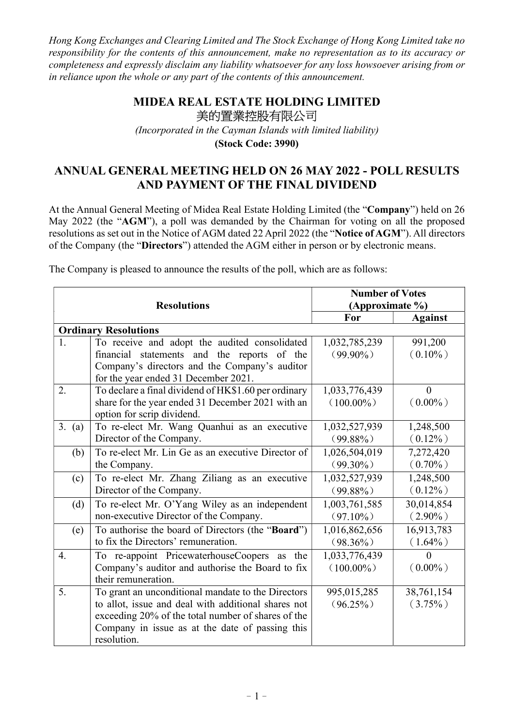*Hong Kong Exchanges and Clearing Limited and The Stock Exchange of Hong Kong Limited take no responsibility for the contents of this announcement, make no representation as to its accuracy or completeness and expressly disclaim any liability whatsoever for any loss howsoever arising from or in reliance upon the whole or any part of the contents of this announcement.*

# MIDEA REAL ESTATE HOLDING LIMITED

# 美的置業控股有限公司

*(Incorporated in the Cayman Islands with limited liability)*

**(Stock Code: 3990)**

## ANNUAL GENERAL MEETING HELD ON 26 MAY 2022 - POLL RESULTS AND PAYMENT OF THE FINAL DIVIDEND

At the Annual General Meeting of Midea Real Estate Holding Limited (the "**Company**") held on 26 May 2022 (the "**AGM**"), a poll was demanded by the Chairman for voting on all the proposed resolutions as set out in the Notice of AGM dated 22 April 2022 (the "**Notice of AGM**"). All directors of the Company (the "**Directors**") attended the AGM either in person or by electronic means.

The Company is pleased to announce the results of the poll, which are as follows:

| Resolutions | | Number of Votes (Approximate %) | |
|---|---|---|---|
| | | **For** | **Against** |
| **Ordinary Resolutions** | | | |
| 1. | To receive and adopt the audited consolidated financial statements and the reports of the Company's directors and the Company's auditor for the year ended 31 December 2021. | 1,032,785,239 (99.90%) | 991,200 (0.10%) |
| 2. | To declare a final dividend of HK$1.60 per ordinary share for the year ended 31 December 2021 with an option for scrip dividend. | 1,033,776,439 (100.00%) | 0 (0.00%) |
| 3. (a) | To re-elect Mr. Wang Quanhui as an executive Director of the Company. | 1,032,527,939 (99.88%) | 1,248,500 (0.12%) |
| (b) | To re-elect Mr. Lin Ge as an executive Director of the Company. | 1,026,504,019 (99.30%) | 7,272,420 (0.70%) |
| (c) | To re-elect Mr. Zhang Ziliang as an executive Director of the Company. | 1,032,527,939 (99.88%) | 1,248,500 (0.12%) |
| (d) | To re-elect Mr. O'Yang Wiley as an independent non-executive Director of the Company. | 1,003,761,585 (97.10%) | 30,014,854 (2.90%) |
| (e) | To authorise the board of Directors (the "**Board**") to fix the Directors' remuneration. | 1,016,862,656 (98.36%) | 16,913,783 (1.64%) |
| 4. | To re-appoint PricewaterhouseCoopers as the Company's auditor and authorise the Board to fix their remuneration. | 1,033,776,439 (100.00%) | 0 (0.00%) |
| 5. | To grant an unconditional mandate to the Directors to allot, issue and deal with additional shares not exceeding 20% of the total number of shares of the Company in issue as at the date of passing this resolution. | 995,015,285 (96.25%) | 38,761,154 (3.75%) |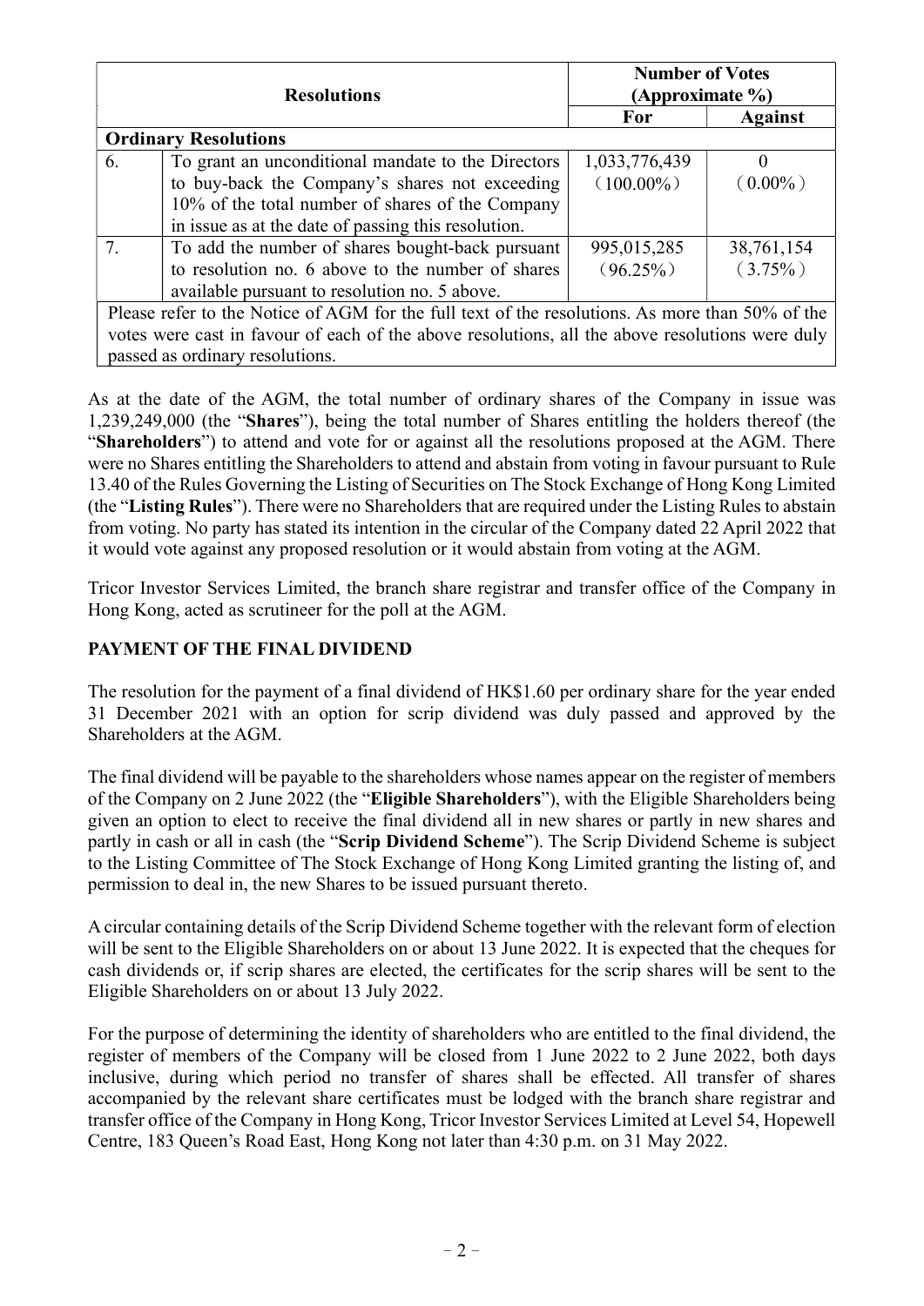| | Resolutions | Number of Votes (Approximate %) | |
|---|---|---|---|
| | | For | Against |
| **Ordinary Resolutions** | | | |
| 6. | To grant an unconditional mandate to the Directors to buy-back the Company's shares not exceeding 10% of the total number of shares of the Company in issue as at the date of passing this resolution. | 1,033,776,439 (100.00%) | 0 (0.00%) |
| 7. | To add the number of shares bought-back pursuant to resolution no. 6 above to the number of shares available pursuant to resolution no. 5 above. | 995,015,285 (96.25%) | 38,761,154 (3.75%) |
| Please refer to the Notice of AGM for the full text of the resolutions. As more than 50% of the votes were cast in favour of each of the above resolutions, all the above resolutions were duly passed as ordinary resolutions. | | | |

As at the date of the AGM, the total number of ordinary shares of the Company in issue was 1,239,249,000 (the "**Shares**"), being the total number of Shares entitling the holders thereof (the "**Shareholders**") to attend and vote for or against all the resolutions proposed at the AGM. There were no Shares entitling the Shareholders to attend and abstain from voting in favour pursuant to Rule 13.40 of the Rules Governing the Listing of Securities on The Stock Exchange of Hong Kong Limited (the "**Listing Rules**"). There were no Shareholders that are required under the Listing Rules to abstain from voting. No party has stated its intention in the circular of the Company dated 22 April 2022 that it would vote against any proposed resolution or it would abstain from voting at the AGM.

Tricor Investor Services Limited, the branch share registrar and transfer office of the Company in Hong Kong, acted as scrutineer for the poll at the AGM.

## PAYMENT OF THE FINAL DIVIDEND

The resolution for the payment of a final dividend of HK$1.60 per ordinary share for the year ended 31 December 2021 with an option for scrip dividend was duly passed and approved by the Shareholders at the AGM.

The final dividend will be payable to the shareholders whose names appear on the register of members of the Company on 2 June 2022 (the "**Eligible Shareholders**"), with the Eligible Shareholders being given an option to elect to receive the final dividend all in new shares or partly in new shares and partly in cash or all in cash (the "**Scrip Dividend Scheme**"). The Scrip Dividend Scheme is subject to the Listing Committee of The Stock Exchange of Hong Kong Limited granting the listing of, and permission to deal in, the new Shares to be issued pursuant thereto.

A circular containing details of the Scrip Dividend Scheme together with the relevant form of election will be sent to the Eligible Shareholders on or about 13 June 2022. It is expected that the cheques for cash dividends or, if scrip shares are elected, the certificates for the scrip shares will be sent to the Eligible Shareholders on or about 13 July 2022.

For the purpose of determining the identity of shareholders who are entitled to the final dividend, the register of members of the Company will be closed from 1 June 2022 to 2 June 2022, both days inclusive, during which period no transfer of shares shall be effected. All transfer of shares accompanied by the relevant share certificates must be lodged with the branch share registrar and transfer office of the Company in Hong Kong, Tricor Investor Services Limited at Level 54, Hopewell Centre, 183 Queen's Road East, Hong Kong not later than 4:30 p.m. on 31 May 2022.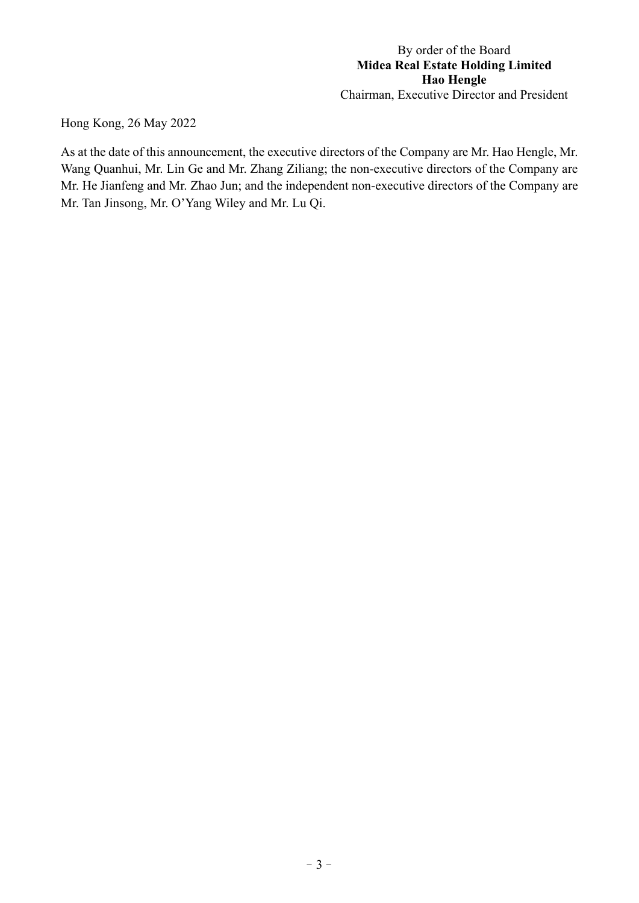By order of the Board
**Midea Real Estate Holding Limited**
**Hao Hengle**
Chairman, Executive Director and President

Hong Kong, 26 May 2022

As at the date of this announcement, the executive directors of the Company are Mr. Hao Hengle, Mr. Wang Quanhui, Mr. Lin Ge and Mr. Zhang Ziliang; the non-executive directors of the Company are Mr. He Jianfeng and Mr. Zhao Jun; and the independent non-executive directors of the Company are Mr. Tan Jinsong, Mr. O'Yang Wiley and Mr. Lu Qi.